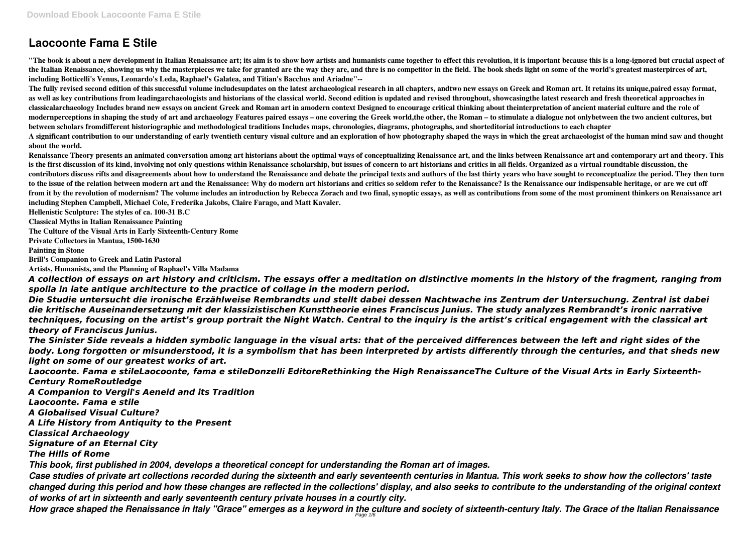# Laocoonte Fama E Stile

**"The book is about a new development in Italian Renaissance art; its aim is to show how artists and humanists came together to effect this revolution, it is important because this is a long-ignored but crucial aspect of the Italian Renaissance, showing us why the masterpieces we take for granted are the way they are, and thre is no competitor in the field. The book sheds light on some of the world's greatest masterpirces of art, including Botticelli's Venus, Leonardo's Leda, Raphael's Galatea, and Titian's Bacchus and Ariadne"--**

**The fully revised second edition of this successful volume includesupdates on the latest archaeological research in all chapters, andtwo new essays on Greek and Roman art. It retains its unique,paired essay format, as well as key contributions from leadingarchaeologists and historians of the classical world. Second edition is updated and revised throughout, showcasingthe latest research and fresh theoretical approaches in classicalarchaeology Includes brand new essays on ancient Greek and Roman art in amodern context Designed to encourage critical thinking about theinterpretation of ancient material culture and the role of modernperceptions in shaping the study of art and archaeology Features paired essays – one covering the Greek world,the other, the Roman – to stimulate a dialogue not onlybetween the two ancient cultures, but between scholars fromdifferent historiographic and methodological traditions Includes maps, chronologies, diagrams, photographs, and shorteditorial introductions to each chapter**

**A significant contribution to our understanding of early twentieth century visual culture and an exploration of how photography shaped the ways in which the great archaeologist of the human mind saw and thought about the world.**

**Renaissance Theory presents an animated conversation among art historians about the optimal ways of conceptualizing Renaissance art, and the links between Renaissance art and contemporary art and theory. This is the first discussion of its kind, involving not only questions within Renaissance scholarship, but issues of concern to art historians and critics in all fields. Organized as a virtual roundtable discussion, the contributors discuss rifts and disagreements about how to understand the Renaissance and debate the principal texts and authors of the last thirty years who have sought to reconceptualize the period. They then turn to the issue of the relation between modern art and the Renaissance: Why do modern art historians and critics so seldom refer to the Renaissance? Is the Renaissance our indispensable heritage, or are we cut off from it by the revolution of modernism? The volume includes an introduction by Rebecca Zorach and two final, synoptic essays, as well as contributions from some of the most prominent thinkers on Renaissance art including Stephen Campbell, Michael Cole, Frederika Jakobs, Claire Farago, and Matt Kavaler.**

**Hellenistic Sculpture: The styles of ca. 100-31 B.C**

**Classical Myths in Italian Renaissance Painting**

**The Culture of the Visual Arts in Early Sixteenth-Century Rome**

**Private Collectors in Mantua, 1500-1630**

**Painting in Stone**

**Brill's Companion to Greek and Latin Pastoral**

**Artists, Humanists, and the Planning of Raphael's Villa Madama**

***A collection of essays on art history and criticism. The essays offer a meditation on distinctive moments in the history of the fragment, ranging from spoila in late antique architecture to the practice of collage in the modern period.***

***Die Studie untersucht die ironische Erzählweise Rembrandts und stellt dabei dessen Nachtwache ins Zentrum der Untersuchung. Zentral ist dabei die kritische Auseinandersetzung mit der klassizistischen Kunsttheorie eines Franciscus Junius. The study analyzes Rembrandt's ironic narrative techniques, focusing on the artist's group portrait the Night Watch. Central to the inquiry is the artist's critical engagement with the classical art theory of Franciscus Junius.***

***The Sinister Side reveals a hidden symbolic language in the visual arts: that of the perceived differences between the left and right sides of the body. Long forgotten or misunderstood, it is a symbolism that has been interpreted by artists differently through the centuries, and that sheds new light on some of our greatest works of art.***

***Laocoonte. Fama e stileLaocoonte, fama e stileDonzelli EditoreRethinking the High RenaissanceThe Culture of the Visual Arts in Early Sixteenth-Century RomeRoutledge***

***A Companion to Vergil's Aeneid and its Tradition***

***Laocoonte. Fama e stile***

***A Globalised Visual Culture?***

***A Life History from Antiquity to the Present***

***Classical Archaeology***

***Signature of an Eternal City***

***The Hills of Rome***

***This book, first published in 2004, develops a theoretical concept for understanding the Roman art of images.***

***Case studies of private art collections recorded during the sixteenth and early seventeenth centuries in Mantua. This work seeks to show how the collectors' taste changed during this period and how these changes are reflected in the collections' display, and also seeks to contribute to the understanding of the original context of works of art in sixteenth and early seventeenth century private houses in a courtly city.***

***How grace shaped the Renaissance in Italy "Grace" emerges as a keyword in the culture and society of sixteenth-century Italy. The Grace of the Italian Renaissance***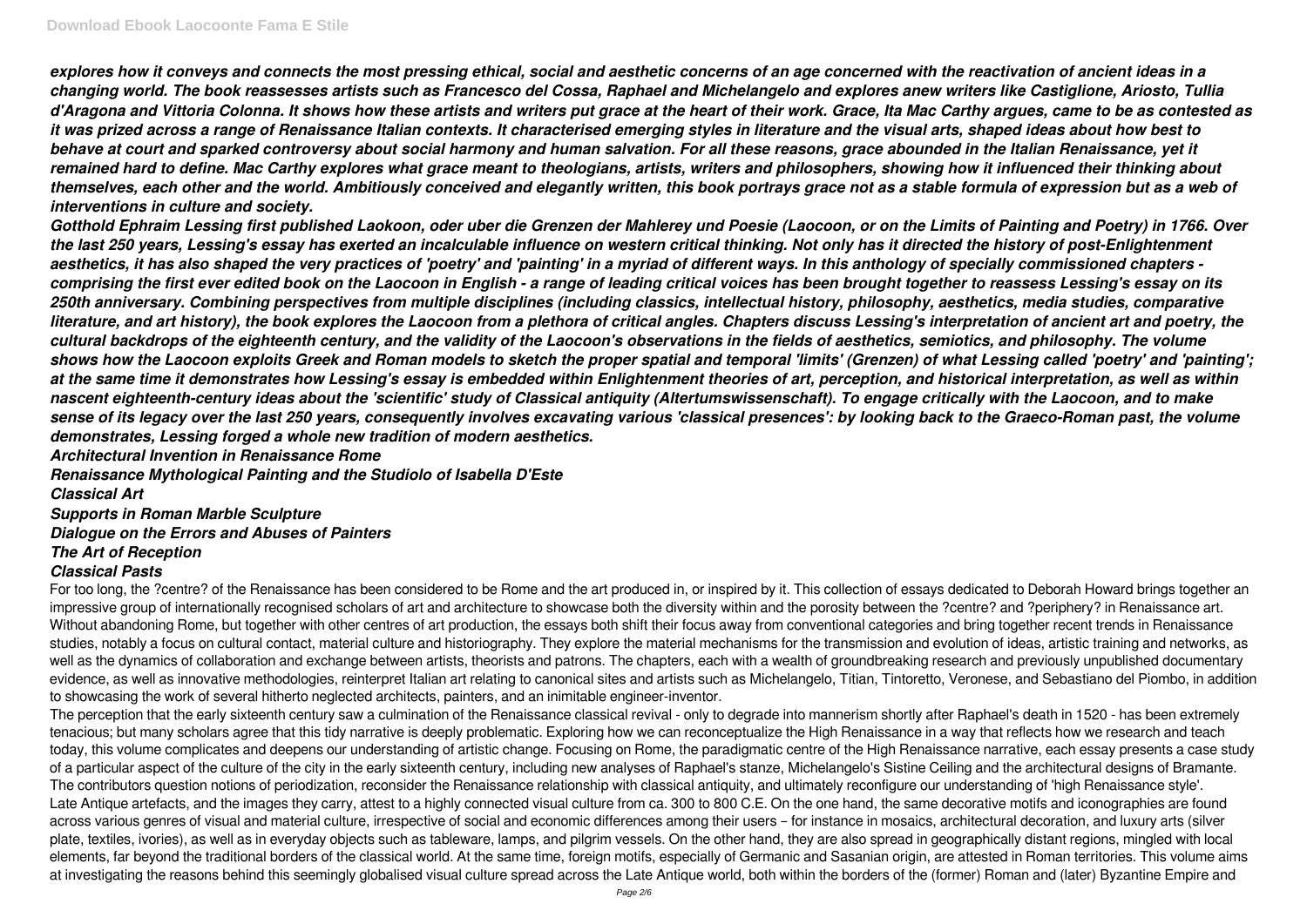*explores how it conveys and connects the most pressing ethical, social and aesthetic concerns of an age concerned with the reactivation of ancient ideas in a changing world. The book reassesses artists such as Francesco del Cossa, Raphael and Michelangelo and explores anew writers like Castiglione, Ariosto, Tullia d'Aragona and Vittoria Colonna. It shows how these artists and writers put grace at the heart of their work. Grace, Ita Mac Carthy argues, came to be as contested as it was prized across a range of Renaissance Italian contexts. It characterised emerging styles in literature and the visual arts, shaped ideas about how best to behave at court and sparked controversy about social harmony and human salvation. For all these reasons, grace abounded in the Italian Renaissance, yet it remained hard to define. Mac Carthy explores what grace meant to theologians, artists, writers and philosophers, showing how it influenced their thinking about themselves, each other and the world. Ambitiously conceived and elegantly written, this book portrays grace not as a stable formula of expression but as a web of interventions in culture and society.*

*Gotthold Ephraim Lessing first published Laokoon, oder uber die Grenzen der Mahlerey und Poesie (Laocoon, or on the Limits of Painting and Poetry) in 1766. Over the last 250 years, Lessing's essay has exerted an incalculable influence on western critical thinking. Not only has it directed the history of post-Enlightenment aesthetics, it has also shaped the very practices of 'poetry' and 'painting' in a myriad of different ways. In this anthology of specially commissioned chapters - comprising the first ever edited book on the Laocoon in English - a range of leading critical voices has been brought together to reassess Lessing's essay on its 250th anniversary. Combining perspectives from multiple disciplines (including classics, intellectual history, philosophy, aesthetics, media studies, comparative literature, and art history), the book explores the Laocoon from a plethora of critical angles. Chapters discuss Lessing's interpretation of ancient art and poetry, the cultural backdrops of the eighteenth century, and the validity of the Laocoon's observations in the fields of aesthetics, semiotics, and philosophy. The volume shows how the Laocoon exploits Greek and Roman models to sketch the proper spatial and temporal 'limits' (Grenzen) of what Lessing called 'poetry' and 'painting'; at the same time it demonstrates how Lessing's essay is embedded within Enlightenment theories of art, perception, and historical interpretation, as well as within nascent eighteenth-century ideas about the 'scientific' study of Classical antiquity (Altertumswissenschaft). To engage critically with the Laocoon, and to make sense of its legacy over the last 250 years, consequently involves excavating various 'classical presences': by looking back to the Graeco-Roman past, the volume demonstrates, Lessing forged a whole new tradition of modern aesthetics.*

***Architectural Invention in Renaissance Rome***

***Renaissance Mythological Painting and the Studiolo of Isabella D'Este***

***Classical Art***

***Supports in Roman Marble Sculpture***

***Dialogue on the Errors and Abuses of Painters***

***The Art of Reception***

***Classical Pasts***

For too long, the ?centre? of the Renaissance has been considered to be Rome and the art produced in, or inspired by it. This collection of essays dedicated to Deborah Howard brings together an impressive group of internationally recognised scholars of art and architecture to showcase both the diversity within and the porosity between the ?centre? and ?periphery? in Renaissance art. Without abandoning Rome, but together with other centres of art production, the essays both shift their focus away from conventional categories and bring together recent trends in Renaissance studies, notably a focus on cultural contact, material culture and historiography. They explore the material mechanisms for the transmission and evolution of ideas, artistic training and networks, as well as the dynamics of collaboration and exchange between artists, theorists and patrons. The chapters, each with a wealth of groundbreaking research and previously unpublished documentary evidence, as well as innovative methodologies, reinterpret Italian art relating to canonical sites and artists such as Michelangelo, Titian, Tintoretto, Veronese, and Sebastiano del Piombo, in addition to showcasing the work of several hitherto neglected architects, painters, and an inimitable engineer-inventor.

The perception that the early sixteenth century saw a culmination of the Renaissance classical revival - only to degrade into mannerism shortly after Raphael's death in 1520 - has been extremely tenacious; but many scholars agree that this tidy narrative is deeply problematic. Exploring how we can reconceptualize the High Renaissance in a way that reflects how we research and teach today, this volume complicates and deepens our understanding of artistic change. Focusing on Rome, the paradigmatic centre of the High Renaissance narrative, each essay presents a case study of a particular aspect of the culture of the city in the early sixteenth century, including new analyses of Raphael's stanze, Michelangelo's Sistine Ceiling and the architectural designs of Bramante. The contributors question notions of periodization, reconsider the Renaissance relationship with classical antiquity, and ultimately reconfigure our understanding of 'high Renaissance style'.

Late Antique artefacts, and the images they carry, attest to a highly connected visual culture from ca. 300 to 800 C.E. On the one hand, the same decorative motifs and iconographies are found across various genres of visual and material culture, irrespective of social and economic differences among their users – for instance in mosaics, architectural decoration, and luxury arts (silver plate, textiles, ivories), as well as in everyday objects such as tableware, lamps, and pilgrim vessels. On the other hand, they are also spread in geographically distant regions, mingled with local elements, far beyond the traditional borders of the classical world. At the same time, foreign motifs, especially of Germanic and Sasanian origin, are attested in Roman territories. This volume aims at investigating the reasons behind this seemingly globalised visual culture spread across the Late Antique world, both within the borders of the (former) Roman and (later) Byzantine Empire and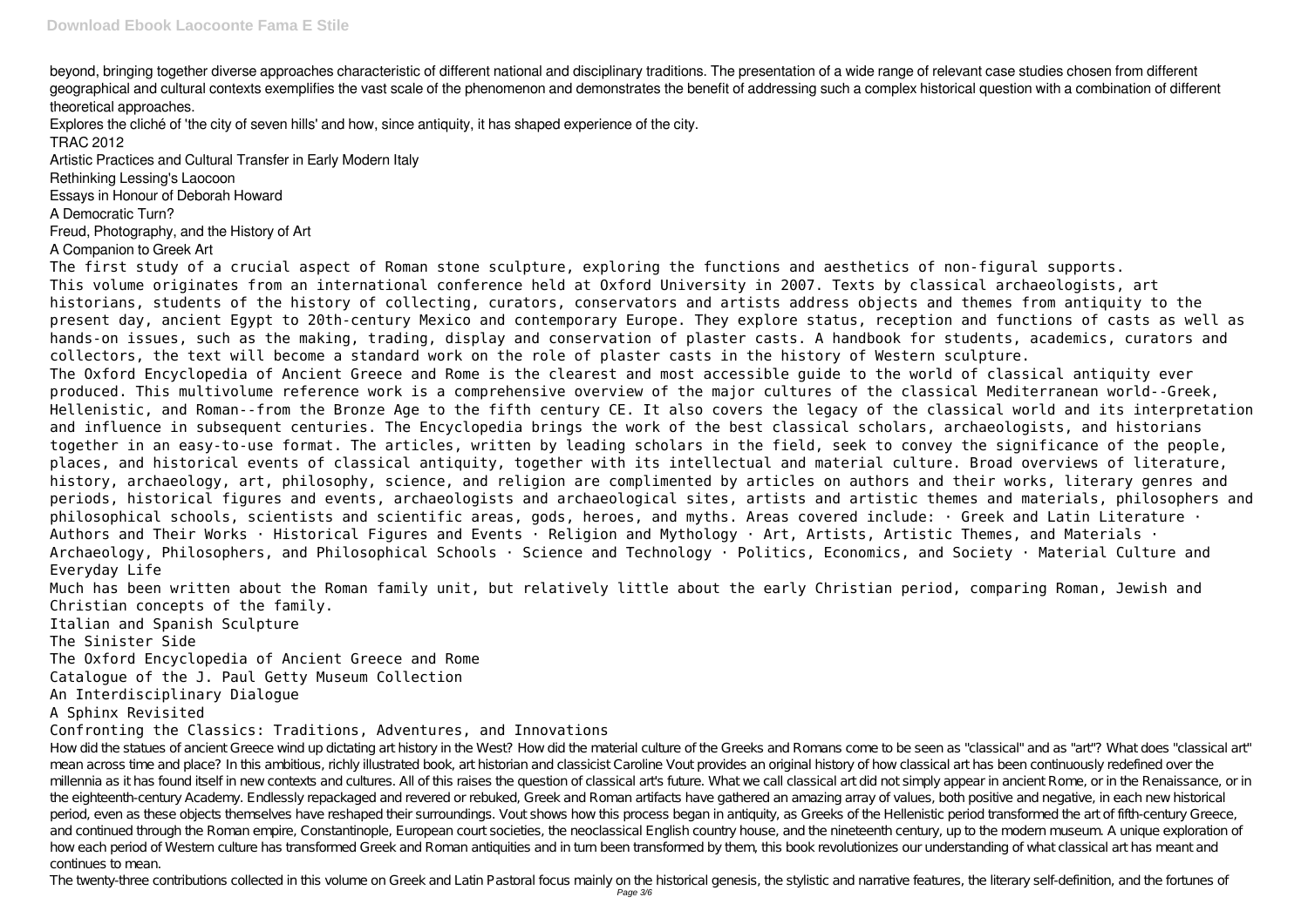beyond, bringing together diverse approaches characteristic of different national and disciplinary traditions. The presentation of a wide range of relevant case studies chosen from different geographical and cultural contexts exemplifies the vast scale of the phenomenon and demonstrates the benefit of addressing such a complex historical question with a combination of different theoretical approaches.

Explores the cliché of 'the city of seven hills' and how, since antiquity, it has shaped experience of the city.

TRAC 2012

Artistic Practices and Cultural Transfer in Early Modern Italy

Rethinking Lessing's Laocoon

Essays in Honour of Deborah Howard

A Democratic Turn?

Freud, Photography, and the History of Art

A Companion to Greek Art

The first study of a crucial aspect of Roman stone sculpture, exploring the functions and aesthetics of non-figural supports.

This volume originates from an international conference held at Oxford University in 2007. Texts by classical archaeologists, art historians, students of the history of collecting, curators, conservators and artists address objects and themes from antiquity to the present day, ancient Egypt to 20th-century Mexico and contemporary Europe. They explore status, reception and functions of casts as well as hands-on issues, such as the making, trading, display and conservation of plaster casts. A handbook for students, academics, curators and collectors, the text will become a standard work on the role of plaster casts in the history of Western sculpture.

The Oxford Encyclopedia of Ancient Greece and Rome is the clearest and most accessible guide to the world of classical antiquity ever produced. This multivolume reference work is a comprehensive overview of the major cultures of the classical Mediterranean world--Greek, Hellenistic, and Roman--from the Bronze Age to the fifth century CE. It also covers the legacy of the classical world and its interpretation and influence in subsequent centuries. The Encyclopedia brings the work of the best classical scholars, archaeologists, and historians together in an easy-to-use format. The articles, written by leading scholars in the field, seek to convey the significance of the people, places, and historical events of classical antiquity, together with its intellectual and material culture. Broad overviews of literature, history, archaeology, art, philosophy, science, and religion are complimented by articles on authors and their works, literary genres and periods, historical figures and events, archaeologists and archaeological sites, artists and artistic themes and materials, philosophers and philosophical schools, scientists and scientific areas, gods, heroes, and myths. Areas covered include: · Greek and Latin Literature · Authors and Their Works · Historical Figures and Events · Religion and Mythology · Art, Artists, Artistic Themes, and Materials · Archaeology, Philosophers, and Philosophical Schools · Science and Technology · Politics, Economics, and Society · Material Culture and Everyday Life

Much has been written about the Roman family unit, but relatively little about the early Christian period, comparing Roman, Jewish and Christian concepts of the family.

Italian and Spanish Sculpture

The Sinister Side

The Oxford Encyclopedia of Ancient Greece and Rome

Catalogue of the J. Paul Getty Museum Collection

An Interdisciplinary Dialogue

A Sphinx Revisited

Confronting the Classics: Traditions, Adventures, and Innovations

How did the statues of ancient Greece wind up dictating art history in the West? How did the material culture of the Greeks and Romans come to be seen as "classical" and as "art"? What does "classical art" mean across time and place? In this ambitious, richly illustrated book, art historian and classicist Caroline Vout provides an original history of how classical art has been continuously redefined over the millennia as it has found itself in new contexts and cultures. All of this raises the question of classical art's future. What we call classical art did not simply appear in ancient Rome, or in the Renaissance, or in the eighteenth-century Academy. Endlessly repackaged and revered or rebuked, Greek and Roman artifacts have gathered an amazing array of values, both positive and negative, in each new historical period, even as these objects themselves have reshaped their surroundings. Vout shows how this process began in antiquity, as Greeks of the Hellenistic period transformed the art of fifth-century Greece, and continued through the Roman empire, Constantinople, European court societies, the neoclassical English country house, and the nineteenth century, up to the modern museum. A unique exploration of how each period of Western culture has transformed Greek and Roman antiquities and in turn been transformed by them, this book revolutionizes our understanding of what classical art has meant and continues to mean.

The twenty-three contributions collected in this volume on Greek and Latin Pastoral focus mainly on the historical genesis, the stylistic and narrative features, the literary self-definition, and the fortunes of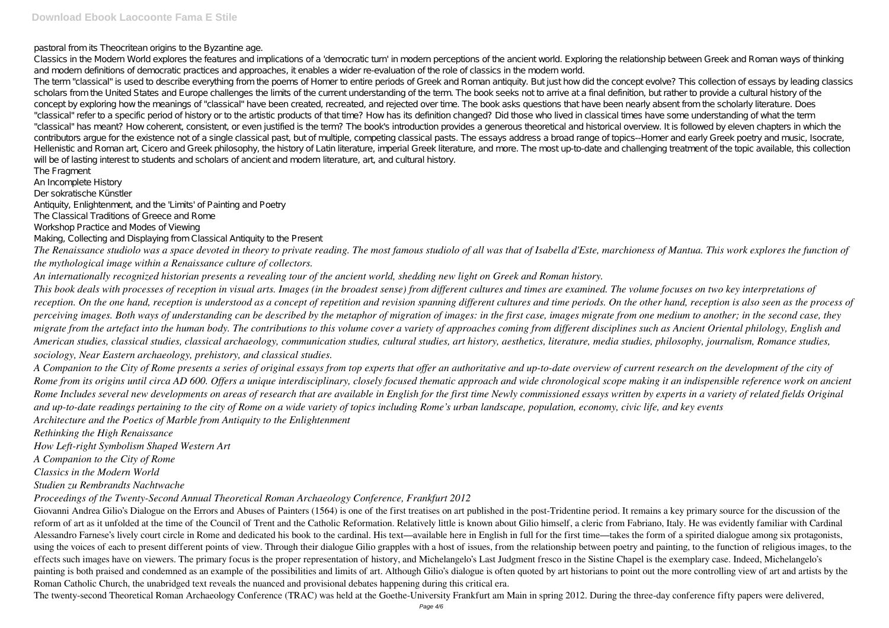pastoral from its Theocritean origins to the Byzantine age.

Classics in the Modern World explores the features and implications of a 'democratic turn' in modern perceptions of the ancient world. Exploring the relationship between Greek and Roman ways of thinking and modern definitions of democratic practices and approaches, it enables a wider re-evaluation of the role of classics in the modern world.

The term "classical" is used to describe everything from the poems of Homer to entire periods of Greek and Roman antiquity. But just how did the concept evolve? This collection of essays by leading classics scholars from the United States and Europe challenges the limits of the current understanding of the term. The book seeks not to arrive at a final definition, but rather to provide a cultural history of the concept by exploring how the meanings of "classical" have been created, recreated, and rejected over time. The book asks questions that have been nearly absent from the scholarly literature. Does "classical" refer to a specific period of history or to the artistic products of that time? How has its definition changed? Did those who lived in classical times have some understanding of what the term "classical" has meant? How coherent, consistent, or even justified is the term? The book's introduction provides a generous theoretical and historical overview. It is followed by eleven chapters in which the contributors argue for the existence not of a single classical past, but of multiple, competing classical pasts. The essays address a broad range of topics--Homer and early Greek poetry and music, Isocrate, Hellenistic and Roman art, Cicero and Greek philosophy, the history of Latin literature, imperial Greek literature, and more. The most up-to-date and challenging treatment of the topic available, this collection will be of lasting interest to students and scholars of ancient and modern literature, art, and cultural history.

The Fragment

An Incomplete History

Der sokratische Künstler

Antiquity, Enlightenment, and the 'Limits' of Painting and Poetry

The Classical Traditions of Greece and Rome

Workshop Practice and Modes of Viewing

Making, Collecting and Displaying from Classical Antiquity to the Present

*The Renaissance studiolo was a space devoted in theory to private reading. The most famous studiolo of all was that of Isabella d'Este, marchioness of Mantua. This work explores the function of the mythological image within a Renaissance culture of collectors.*

*An internationally recognized historian presents a revealing tour of the ancient world, shedding new light on Greek and Roman history.*

*This book deals with processes of reception in visual arts. Images (in the broadest sense) from different cultures and times are examined. The volume focuses on two key interpretations of reception. On the one hand, reception is understood as a concept of repetition and revision spanning different cultures and time periods. On the other hand, reception is also seen as the process of perceiving images. Both ways of understanding can be described by the metaphor of migration of images: in the first case, images migrate from one medium to another; in the second case, they migrate from the artefact into the human body. The contributions to this volume cover a variety of approaches coming from different disciplines such as Ancient Oriental philology, English and American studies, classical studies, classical archaeology, communication studies, cultural studies, art history, aesthetics, literature, media studies, philosophy, journalism, Romance studies, sociology, Near Eastern archaeology, prehistory, and classical studies.*

*A Companion to the City of Rome presents a series of original essays from top experts that offer an authoritative and up-to-date overview of current research on the development of the city of Rome from its origins until circa AD 600. Offers a unique interdisciplinary, closely focused thematic approach and wide chronological scope making it an indispensible reference work on ancient Rome Includes several new developments on areas of research that are available in English for the first time Newly commissioned essays written by experts in a variety of related fields Original and up-to-date readings pertaining to the city of Rome on a wide variety of topics including Rome's urban landscape, population, economy, civic life, and key events*

*Architecture and the Poetics of Marble from Antiquity to the Enlightenment*

*Rethinking the High Renaissance*

*How Left-right Symbolism Shaped Western Art*

*A Companion to the City of Rome*

*Classics in the Modern World*

*Studien zu Rembrandts Nachtwache*

*Proceedings of the Twenty-Second Annual Theoretical Roman Archaeology Conference, Frankfurt 2012*

Giovanni Andrea Gilio's Dialogue on the Errors and Abuses of Painters (1564) is one of the first treatises on art published in the post-Tridentine period. It remains a key primary source for the discussion of the reform of art as it unfolded at the time of the Council of Trent and the Catholic Reformation. Relatively little is known about Gilio himself, a cleric from Fabriano, Italy. He was evidently familiar with Cardinal Alessandro Farnese's lively court circle in Rome and dedicated his book to the cardinal. His text—available here in English in full for the first time—takes the form of a spirited dialogue among six protagonists, using the voices of each to present different points of view. Through their dialogue Gilio grapples with a host of issues, from the relationship between poetry and painting, to the function of religious images, to the effects such images have on viewers. The primary focus is the proper representation of history, and Michelangelo's Last Judgment fresco in the Sistine Chapel is the exemplary case. Indeed, Michelangelo's painting is both praised and condemned as an example of the possibilities and limits of art. Although Gilio's dialogue is often quoted by art historians to point out the more controlling view of art and artists by the Roman Catholic Church, the unabridged text reveals the nuanced and provisional debates happening during this critical era.

The twenty-second Theoretical Roman Archaeology Conference (TRAC) was held at the Goethe-University Frankfurt am Main in spring 2012. During the three-day conference fifty papers were delivered,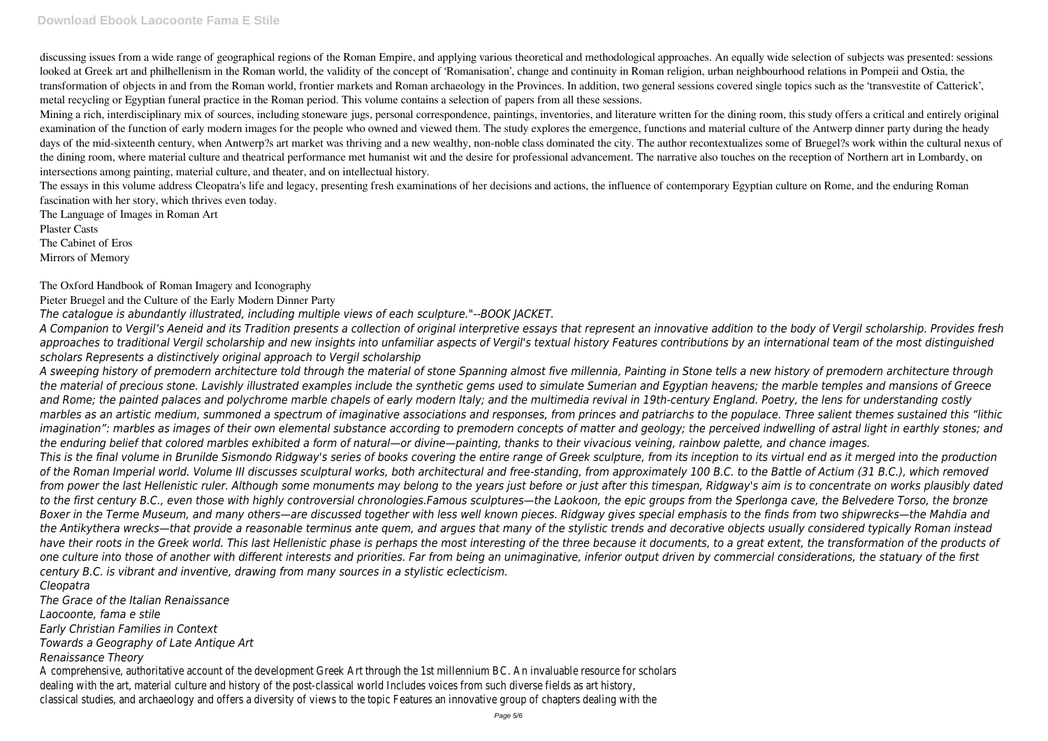discussing issues from a wide range of geographical regions of the Roman Empire, and applying various theoretical and methodological approaches. An equally wide selection of subjects was presented: sessions looked at Greek art and philhellenism in the Roman world, the validity of the concept of 'Romanisation', change and continuity in Roman religion, urban neighbourhood relations in Pompeii and Ostia, the transformation of objects in and from the Roman world, frontier markets and Roman archaeology in the Provinces. In addition, two general sessions covered single topics such as the 'transvestite of Catterick', metal recycling or Egyptian funeral practice in the Roman period. This volume contains a selection of papers from all these sessions.

Mining a rich, interdisciplinary mix of sources, including stoneware jugs, personal correspondence, paintings, inventories, and literature written for the dining room, this study offers a critical and entirely original examination of the function of early modern images for the people who owned and viewed them. The study explores the emergence, functions and material culture of the Antwerp dinner party during the heady days of the mid-sixteenth century, when Antwerp?s art market was thriving and a new wealthy, non-noble class dominated the city. The author recontextualizes some of Bruegel?s work within the cultural nexus of the dining room, where material culture and theatrical performance met humanist wit and the desire for professional advancement. The narrative also touches on the reception of Northern art in Lombardy, on intersections among painting, material culture, and theater, and on intellectual history.

The essays in this volume address Cleopatra's life and legacy, presenting fresh examinations of her decisions and actions, the influence of contemporary Egyptian culture on Rome, and the enduring Roman fascination with her story, which thrives even today.

The Language of Images in Roman Art

Plaster Casts

The Cabinet of Eros

Mirrors of Memory

The Oxford Handbook of Roman Imagery and Iconography

Pieter Bruegel and the Culture of the Early Modern Dinner Party

*The catalogue is abundantly illustrated, including multiple views of each sculpture."--BOOK JACKET.*

*A Companion to Vergil's Aeneid and its Tradition presents a collection of original interpretive essays that represent an innovative addition to the body of Vergil scholarship. Provides fresh approaches to traditional Vergil scholarship and new insights into unfamiliar aspects of Vergil's textual history Features contributions by an international team of the most distinguished scholars Represents a distinctively original approach to Vergil scholarship*

*A sweeping history of premodern architecture told through the material of stone Spanning almost five millennia, Painting in Stone tells a new history of premodern architecture through the material of precious stone. Lavishly illustrated examples include the synthetic gems used to simulate Sumerian and Egyptian heavens; the marble temples and mansions of Greece and Rome; the painted palaces and polychrome marble chapels of early modern Italy; and the multimedia revival in 19th-century England. Poetry, the lens for understanding costly marbles as an artistic medium, summoned a spectrum of imaginative associations and responses, from princes and patriarchs to the populace. Three salient themes sustained this "lithic imagination": marbles as images of their own elemental substance according to premodern concepts of matter and geology; the perceived indwelling of astral light in earthly stones; and the enduring belief that colored marbles exhibited a form of natural—or divine—painting, thanks to their vivacious veining, rainbow palette, and chance images.*

*This is the final volume in Brunilde Sismondo Ridgway's series of books covering the entire range of Greek sculpture, from its inception to its virtual end as it merged into the production of the Roman Imperial world. Volume III discusses sculptural works, both architectural and free-standing, from approximately 100 B.C. to the Battle of Actium (31 B.C.), which removed from power the last Hellenistic ruler. Although some monuments may belong to the years just before or just after this timespan, Ridgway's aim is to concentrate on works plausibly dated to the first century B.C., even those with highly controversial chronologies.Famous sculptures—the Laokoon, the epic groups from the Sperlonga cave, the Belvedere Torso, the bronze Boxer in the Terme Museum, and many others—are discussed together with less well known pieces. Ridgway gives special emphasis to the finds from two shipwrecks—the Mahdia and the Antikythera wrecks—that provide a reasonable terminus ante quem, and argues that many of the stylistic trends and decorative objects usually considered typically Roman instead have their roots in the Greek world. This last Hellenistic phase is perhaps the most interesting of the three because it documents, to a great extent, the transformation of the products of one culture into those of another with different interests and priorities. Far from being an unimaginative, inferior output driven by commercial considerations, the statuary of the first century B.C. is vibrant and inventive, drawing from many sources in a stylistic eclecticism.*

*Cleopatra*

*The Grace of the Italian Renaissance*

*Laocoonte, fama e stile*

*Early Christian Families in Context*

*Towards a Geography of Late Antique Art*

*Renaissance Theory*

A comprehensive, authoritative account of the development Greek Art through the 1st millennium BC. An invaluable resource for scholars dealing with the art, material culture and history of the post-classical world Includes voices from such diverse fields as art history, classical studies, and archaeology and offers a diversity of views to the topic Features an innovative group of chapters dealing with the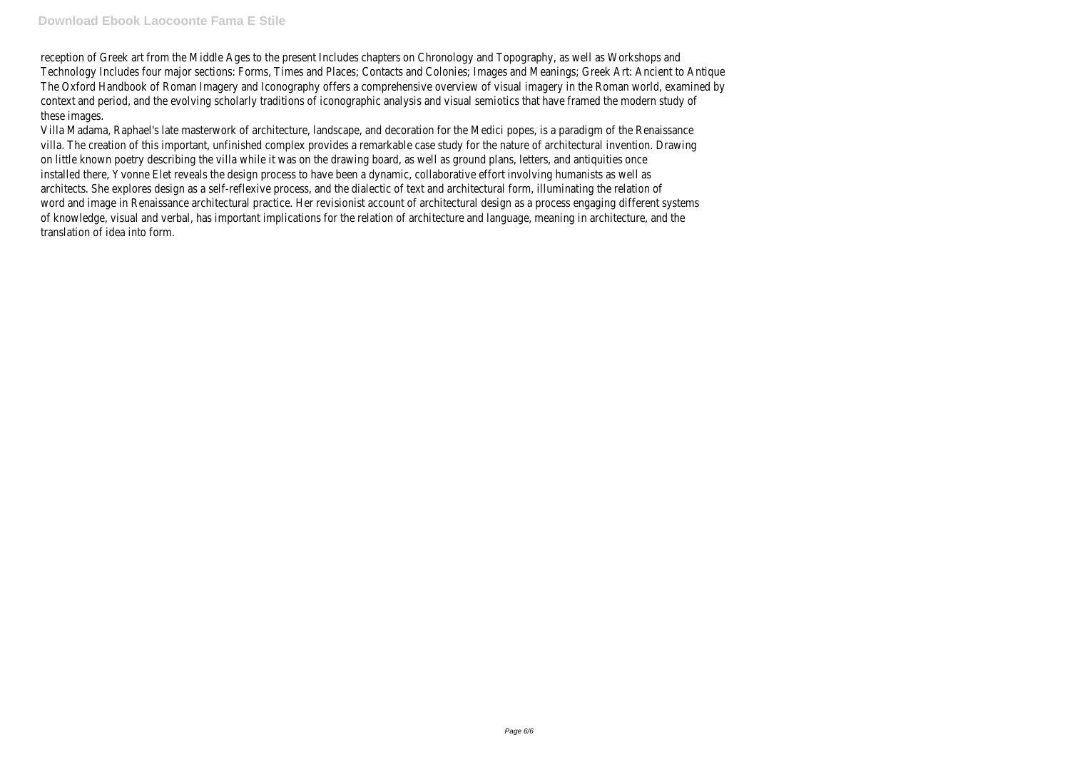reception of Greek art from the Middle Ages to the present Includes chapters on Chronology and Topography, as well as Workshops and Technology Includes four major sections: Forms, Times and Places; Contacts and Colonies; Images and Meanings; Greek Art: Ancient to Antique The Oxford Handbook of Roman Imagery and Iconography offers a comprehensive overview of visual imagery in the Roman world, examined by context and period, and the evolving scholarly traditions of iconographic analysis and visual semiotics that have framed the modern study of these images.

Villa Madama, Raphael's late masterwork of architecture, landscape, and decoration for the Medici popes, is a paradigm of the Renaissance villa. The creation of this important, unfinished complex provides a remarkable case study for the nature of architectural invention. Drawing on little known poetry describing the villa while it was on the drawing board, as well as ground plans, letters, and antiquities once installed there, Yvonne Elet reveals the design process to have been a dynamic, collaborative effort involving humanists as well as architects. She explores design as a self-reflexive process, and the dialectic of text and architectural form, illuminating the relation of word and image in Renaissance architectural practice. Her revisionist account of architectural design as a process engaging different systems of knowledge, visual and verbal, has important implications for the relation of architecture and language, meaning in architecture, and the translation of idea into form.